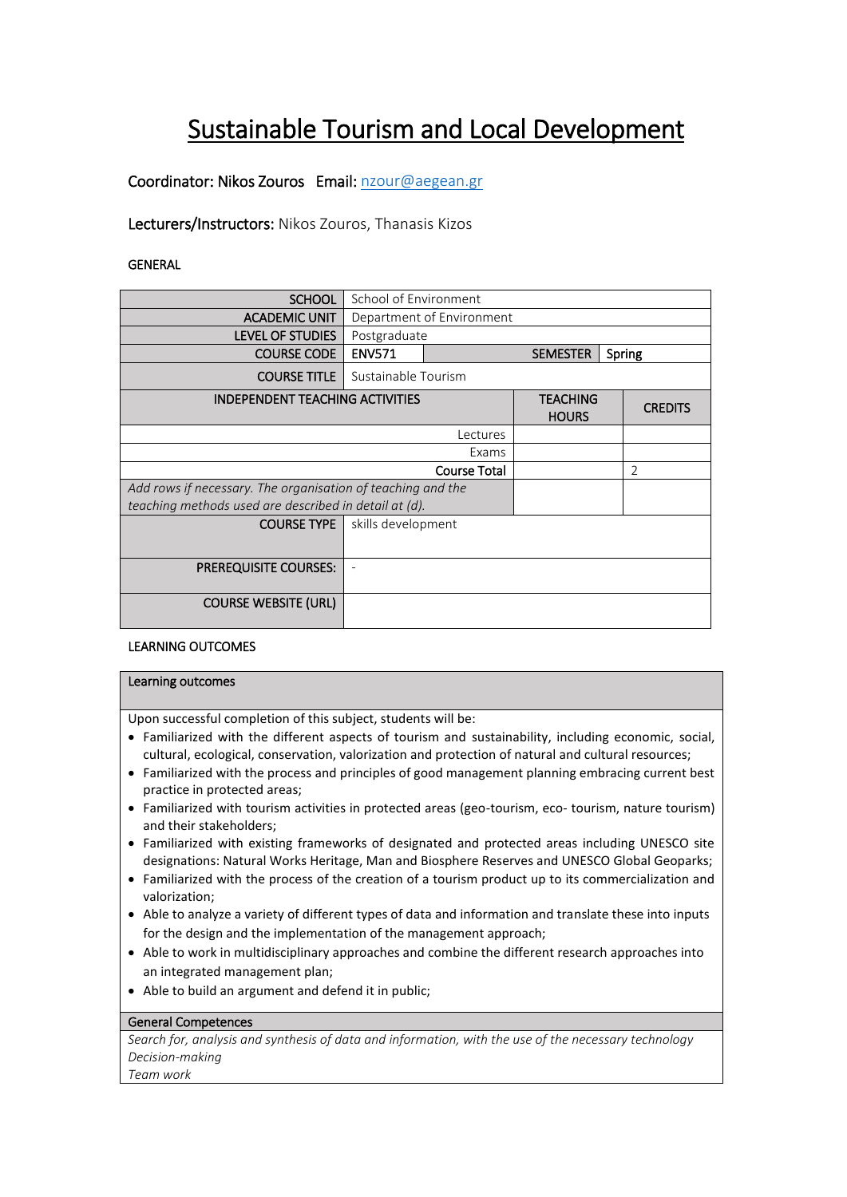# Sustainable Tourism and Local Development

**Coordinator:** Nikos Zouros **Email:** nzour@aegean.gr

**Lecturers/Instructors:** Nikos Zouros, Thanasis Kizos

## GENERAL

| | | | | |
|---|---|---|---|---|
| SCHOOL | School of Environment | | | |
| ACADEMIC UNIT | Department of Environment | | | |
| LEVEL OF STUDIES | Postgraduate | | | |
| COURSE CODE | ENV571 | | SEMESTER | Spring |
| COURSE TITLE | Sustainable Tourism | | | |
| INDEPENDENT TEACHING ACTIVITIES | | | TEACHING HOURS | CREDITS |
| Lectures | | | | |
| Exams | | | | |
| Course Total | | | | 2 |
| *Add rows if necessary. The organisation of teaching and the teaching methods used are described in detail at (d).* | | | | |
| COURSE TYPE | skills development | | | |
| PREREQUISITE COURSES: | - | | | |
| COURSE WEBSITE (URL) | | | | |

## LEARNING OUTCOMES

### Learning outcomes

Upon successful completion of this subject, students will be:

- Familiarized with the different aspects of tourism and sustainability, including economic, social, cultural, ecological, conservation, valorization and protection of natural and cultural resources;
- Familiarized with the process and principles of good management planning embracing current best practice in protected areas;
- Familiarized with tourism activities in protected areas (geo-tourism, eco- tourism, nature tourism) and their stakeholders;
- Familiarized with existing frameworks of designated and protected areas including UNESCO site designations: Natural Works Heritage, Man and Biosphere Reserves and UNESCO Global Geoparks;
- Familiarized with the process of the creation of a tourism product up to its commercialization and valorization;
- Able to analyze a variety of different types of data and information and translate these into inputs for the design and the implementation of the management approach;
- Able to work in multidisciplinary approaches and combine the different research approaches into an integrated management plan;
- Able to build an argument and defend it in public;

### General Competences

*Search for, analysis and synthesis of data and information, with the use of the necessary technology*
*Decision-making*
*Team work*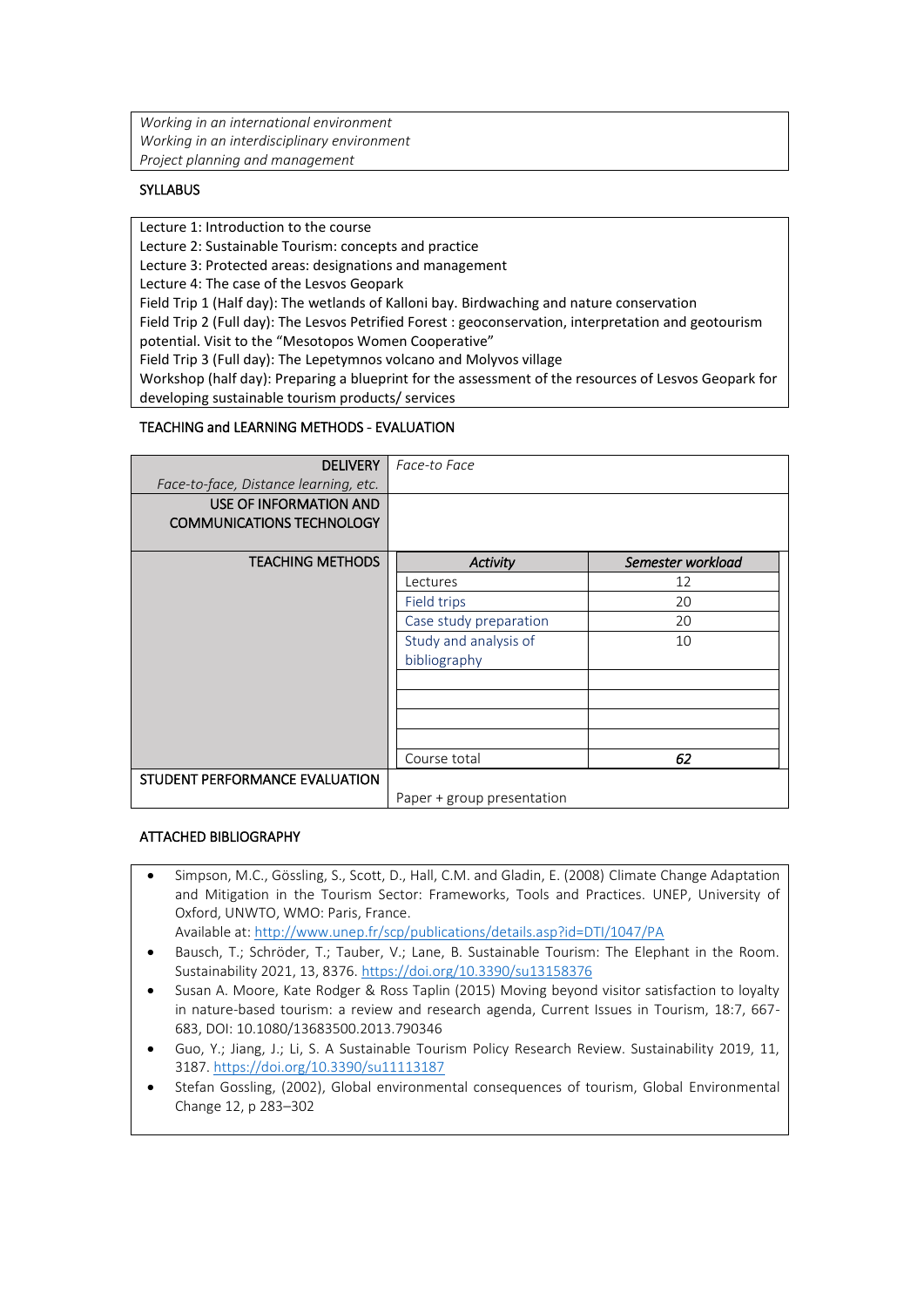*Working in an international environment*
*Working in an interdisciplinary environment*
*Project planning and management*

SYLLABUS

Lecture 1: Introduction to the course
Lecture 2: Sustainable Tourism: concepts and practice
Lecture 3: Protected areas: designations and management
Lecture 4: The case of the Lesvos Geopark
Field Trip 1 (Half day): The wetlands of Kalloni bay. Birdwaching and nature conservation
Field Trip 2 (Full day): The Lesvos Petrified Forest : geoconservation, interpretation and geotourism potential. Visit to the "Mesotopos Women Cooperative"
Field Trip 3 (Full day): The Lepetymnos volcano and Molyvos village
Workshop (half day): Preparing a blueprint for the assessment of the resources of Lesvos Geopark for developing sustainable tourism products/ services

TEACHING and LEARNING METHODS - EVALUATION

| | | |
|---|---|---|
| **DELIVERY** *Face-to-face, Distance learning, etc.* | *Face-to Face* | |
| **USE OF INFORMATION AND COMMUNICATIONS TECHNOLOGY** | | |
| **TEACHING METHODS** | ***Activity*** | ***Semester workload*** |
| | Lectures | 12 |
| | Field trips | 20 |
| | Case study preparation | 20 |
| | Study and analysis of bibliography | 10 |
| | | |
| | | |
| | | |
| | | |
| | Course total | *62* |
| **STUDENT PERFORMANCE EVALUATION** | Paper + group presentation | |

ATTACHED BIBLIOGRAPHY

- Simpson, M.C., Gössling, S., Scott, D., Hall, C.M. and Gladin, E. (2008) Climate Change Adaptation and Mitigation in the Tourism Sector: Frameworks, Tools and Practices. UNEP, University of Oxford, UNWTO, WMO: Paris, France.
  Available at: http://www.unep.fr/scp/publications/details.asp?id=DTI/1047/PA
- Bausch, T.; Schröder, T.; Tauber, V.; Lane, B. Sustainable Tourism: The Elephant in the Room. Sustainability 2021, 13, 8376. https://doi.org/10.3390/su13158376
- Susan A. Moore, Kate Rodger & Ross Taplin (2015) Moving beyond visitor satisfaction to loyalty in nature-based tourism: a review and research agenda, Current Issues in Tourism, 18:7, 667-683, DOI: 10.1080/13683500.2013.790346
- Guo, Y.; Jiang, J.; Li, S. A Sustainable Tourism Policy Research Review. Sustainability 2019, 11, 3187. https://doi.org/10.3390/su11113187
- Stefan Gossling, (2002), Global environmental consequences of tourism, Global Environmental Change 12, p 283–302